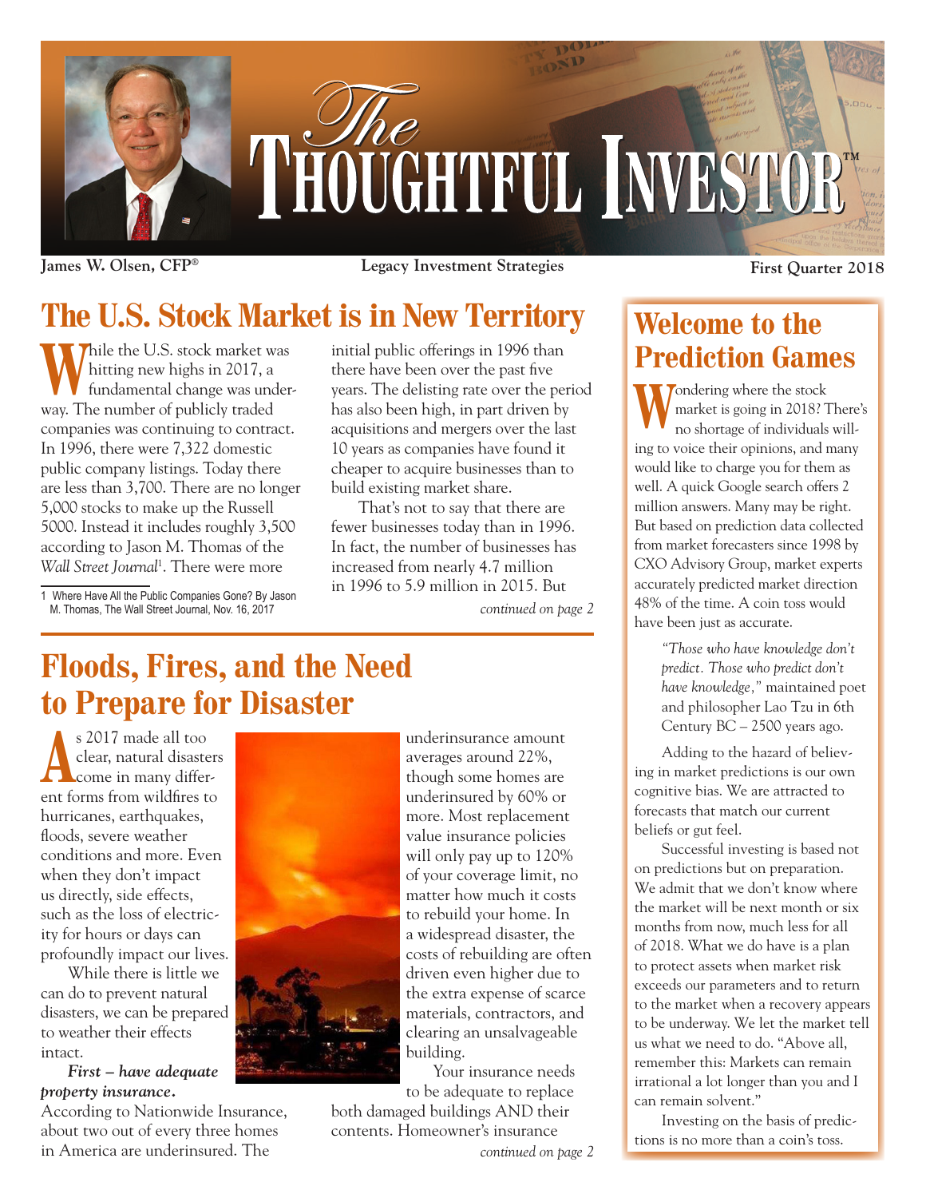# The Thoughtful Investor™

**James W. Olsen, CFP®** **Legacy Investment Strategies** **First Quarter 2018**

## The U.S. Stock Market is in New Territory

While the U.S. stock market was hitting new highs in 2017, a fundamental change was underway. The number of publicly traded companies was continuing to contract. In 1996, there were 7,322 domestic public company listings. Today there are less than 3,700. There are no longer 5,000 stocks to make up the Russell 5000. Instead it includes roughly 3,500 according to Jason M. Thomas of the *Wall Street Journal*[1]. There were more initial public offerings in 1996 than there have been over the past five years. The delisting rate over the period has also been high, in part driven by acquisitions and mergers over the last 10 years as companies have found it cheaper to acquire businesses than to build existing market share.

That's not to say that there are fewer businesses today than in 1996. In fact, the number of businesses has increased from nearly 4.7 million in 1996 to 5.9 million in 2015. But

*continued on page 2*

1 Where Have All the Public Companies Gone? By Jason M. Thomas, The Wall Street Journal, Nov. 16, 2017

## Floods, Fires, and the Need to Prepare for Disaster

As 2017 made all too clear, natural disasters come in many different forms from wildfires to hurricanes, earthquakes, floods, severe weather conditions and more. Even when they don't impact us directly, side effects, such as the loss of electricity for hours or days can profoundly impact our lives.

While there is little we can do to prevent natural disasters, we can be prepared to weather their effects intact.

***First – have adequate property insurance.***

According to Nationwide Insurance, about two out of every three homes in America are underinsured. The underinsurance amount averages around 22%, though some homes are underinsured by 60% or more. Most replacement value insurance policies will only pay up to 120% of your coverage limit, no matter how much it costs to rebuild your home. In a widespread disaster, the costs of rebuilding are often driven even higher due to the extra expense of scarce materials, contractors, and clearing an unsalvageable building.

Your insurance needs to be adequate to replace both damaged buildings AND their contents. Homeowner's insurance

*continued on page 2*

## Welcome to the Prediction Games

Wondering where the stock market is going in 2018? There's no shortage of individuals willing to voice their opinions, and many would like to charge you for them as well. A quick Google search offers 2 million answers. Many may be right. But based on prediction data collected from market forecasters since 1998 by CXO Advisory Group, market experts accurately predicted market direction 48% of the time. A coin toss would have been just as accurate.

> *"Those who have knowledge don't predict. Those who predict don't have knowledge,"* maintained poet and philosopher Lao Tzu in 6th Century BC – 2500 years ago.

Adding to the hazard of believing in market predictions is our own cognitive bias. We are attracted to forecasts that match our current beliefs or gut feel.

Successful investing is based not on predictions but on preparation. We admit that we don't know where the market will be next month or six months from now, much less for all of 2018. What we do have is a plan to protect assets when market risk exceeds our parameters and to return to the market when a recovery appears to be underway. We let the market tell us what we need to do. "Above all, remember this: Markets can remain irrational a lot longer than you and I can remain solvent."

Investing on the basis of predictions is no more than a coin's toss.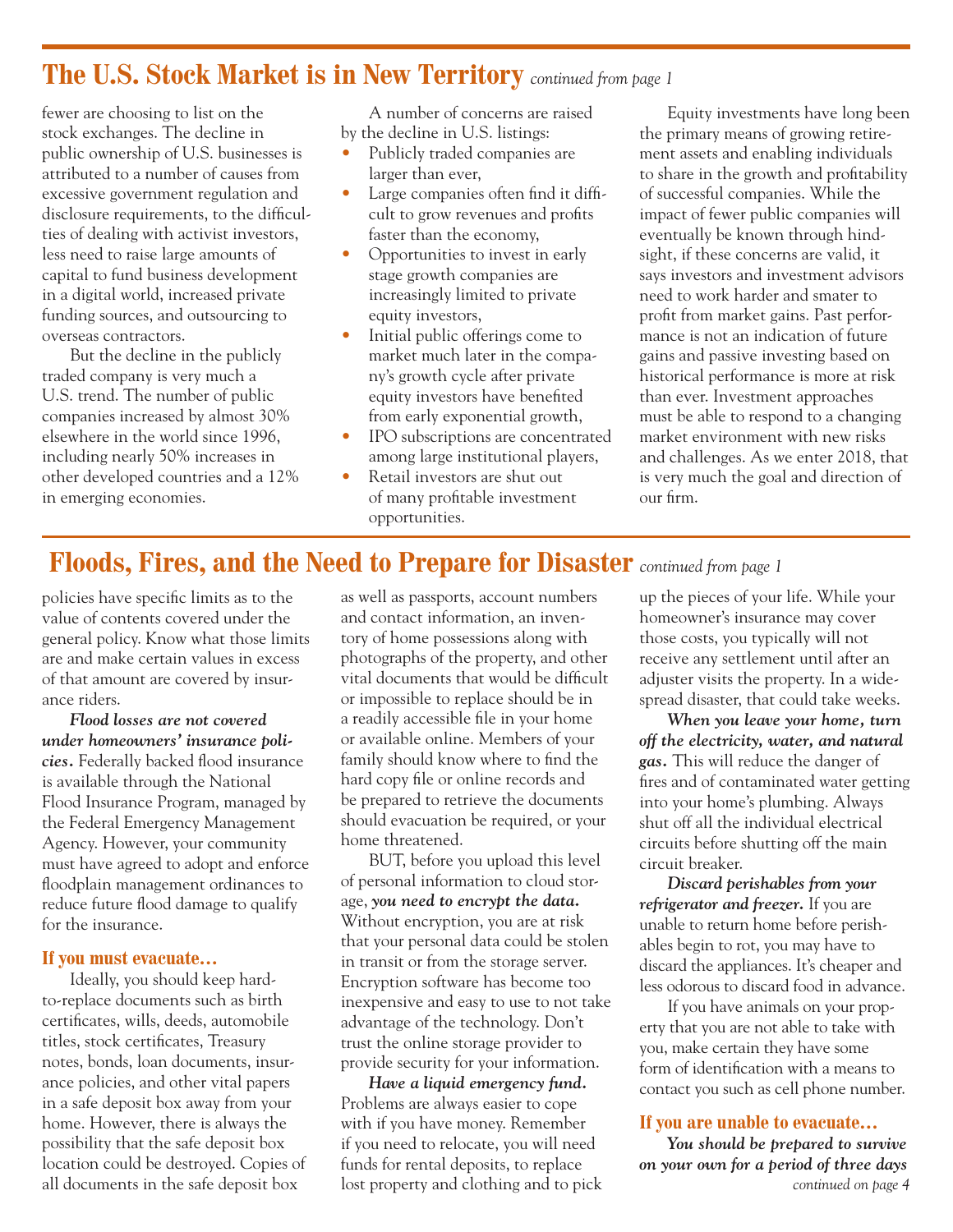## The U.S. Stock Market is in New Territory *continued from page 1*

fewer are choosing to list on the stock exchanges. The decline in public ownership of U.S. businesses is attributed to a number of causes from excessive government regulation and disclosure requirements, to the difficulties of dealing with activist investors, less need to raise large amounts of capital to fund business development in a digital world, increased private funding sources, and outsourcing to overseas contractors.

But the decline in the publicly traded company is very much a U.S. trend. The number of public companies increased by almost 30% elsewhere in the world since 1996, including nearly 50% increases in other developed countries and a 12% in emerging economies.

A number of concerns are raised by the decline in U.S. listings:

- Publicly traded companies are larger than ever,
- Large companies often find it difficult to grow revenues and profits faster than the economy,
- Opportunities to invest in early stage growth companies are increasingly limited to private equity investors,
- Initial public offerings come to market much later in the company's growth cycle after private equity investors have benefited from early exponential growth,
- IPO subscriptions are concentrated among large institutional players,
- Retail investors are shut out of many profitable investment opportunities.

Equity investments have long been the primary means of growing retirement assets and enabling individuals to share in the growth and profitability of successful companies. While the impact of fewer public companies will eventually be known through hindsight, if these concerns are valid, it says investors and investment advisors need to work harder and smater to profit from market gains. Past performance is not an indication of future gains and passive investing based on historical performance is more at risk than ever. Investment approaches must be able to respond to a changing market environment with new risks and challenges. As we enter 2018, that is very much the goal and direction of our firm.

## Floods, Fires, and the Need to Prepare for Disaster *continued from page 1*

policies have specific limits as to the value of contents covered under the general policy. Know what those limits are and make certain values in excess of that amount are covered by insurance riders.

***Flood losses are not covered under homeowners' insurance policies.*** Federally backed flood insurance is available through the National Flood Insurance Program, managed by the Federal Emergency Management Agency. However, your community must have agreed to adopt and enforce floodplain management ordinances to reduce future flood damage to qualify for the insurance.

### If you must evacuate…

Ideally, you should keep hard-to-replace documents such as birth certificates, wills, deeds, automobile titles, stock certificates, Treasury notes, bonds, loan documents, insurance policies, and other vital papers in a safe deposit box away from your home. However, there is always the possibility that the safe deposit box location could be destroyed. Copies of all documents in the safe deposit box as well as passports, account numbers and contact information, an inventory of home possessions along with photographs of the property, and other vital documents that would be difficult or impossible to replace should be in a readily accessible file in your home or available online. Members of your family should know where to find the hard copy file or online records and be prepared to retrieve the documents should evacuation be required, or your home threatened.

BUT, before you upload this level of personal information to cloud storage, ***you need to encrypt the data.*** Without encryption, you are at risk that your personal data could be stolen in transit or from the storage server. Encryption software has become too inexpensive and easy to use to not take advantage of the technology. Don't trust the online storage provider to provide security for your information.

***Have a liquid emergency fund.*** Problems are always easier to cope with if you have money. Remember if you need to relocate, you will need funds for rental deposits, to replace lost property and clothing and to pick up the pieces of your life. While your homeowner's insurance may cover those costs, you typically will not receive any settlement until after an adjuster visits the property. In a widespread disaster, that could take weeks.

***When you leave your home, turn off the electricity, water, and natural gas.*** This will reduce the danger of fires and of contaminated water getting into your home's plumbing. Always shut off all the individual electrical circuits before shutting off the main circuit breaker.

***Discard perishables from your refrigerator and freezer.*** If you are unable to return home before perishables begin to rot, you may have to discard the appliances. It's cheaper and less odorous to discard food in advance.

If you have animals on your property that you are not able to take with you, make certain they have some form of identification with a means to contact you such as cell phone number.

### If you are unable to evacuate…

***You should be prepared to survive on your own for a period of three days*** *continued on page 4*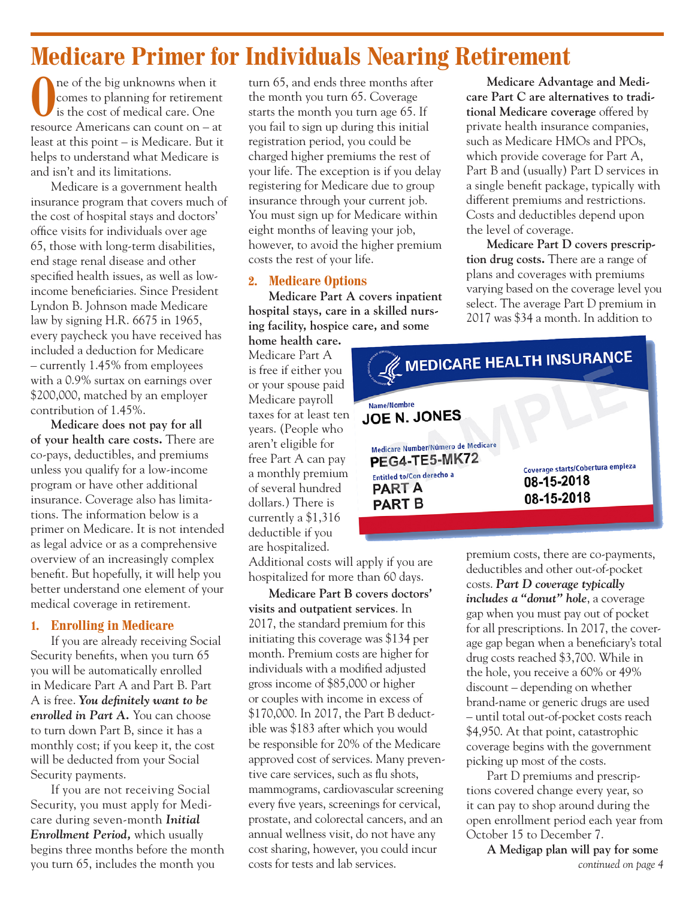# Medicare Primer for Individuals Nearing Retirement

One of the big unknowns when it comes to planning for retirement is the cost of medical care. One resource Americans can count on – at least at this point – is Medicare. But it helps to understand what Medicare is and isn't and its limitations.

Medicare is a government health insurance program that covers much of the cost of hospital stays and doctors' office visits for individuals over age 65, those with long-term disabilities, end stage renal disease and other specified health issues, as well as low-income beneficiaries. Since President Lyndon B. Johnson made Medicare law by signing H.R. 6675 in 1965, every paycheck you have received has included a deduction for Medicare – currently 1.45% from employees with a 0.9% surtax on earnings over $200,000, matched by an employer contribution of 1.45%.

**Medicare does not pay for all of your health care costs.** There are co-pays, deductibles, and premiums unless you qualify for a low-income program or have other additional insurance. Coverage also has limitations. The information below is a primer on Medicare. It is not intended as legal advice or as a comprehensive overview of an increasingly complex benefit. But hopefully, it will help you better understand one element of your medical coverage in retirement.

## 1. Enrolling in Medicare

If you are already receiving Social Security benefits, when you turn 65 you will be automatically enrolled in Medicare Part A and Part B. Part A is free. ***You definitely want to be enrolled in Part A.*** You can choose to turn down Part B, since it has a monthly cost; if you keep it, the cost will be deducted from your Social Security payments.

If you are not receiving Social Security, you must apply for Medicare during seven-month ***Initial Enrollment Period,*** which usually begins three months before the month you turn 65, includes the month you turn 65, and ends three months after the month you turn 65. Coverage starts the month you turn age 65. If you fail to sign up during this initial registration period, you could be charged higher premiums the rest of your life. The exception is if you delay registering for Medicare due to group insurance through your current job. You must sign up for Medicare within eight months of leaving your job, however, to avoid the higher premium costs the rest of your life.

## 2. Medicare Options

**Medicare Part A covers inpatient hospital stays, care in a skilled nursing facility, hospice care, and some home health care.** Medicare Part A is free if either you or your spouse paid Medicare payroll taxes for at least ten years. (People who aren't eligible for free Part A can pay a monthly premium of several hundred dollars.) There is currently a $1,316 deductible if you are hospitalized. Additional costs will apply if you are hospitalized for more than 60 days.

**Medicare Part B covers doctors' visits and outpatient services.** In 2017, the standard premium for this initiating this coverage was $134 per month. Premium costs are higher for individuals with a modified adjusted gross income of $85,000 or higher or couples with income in excess of $170,000. In 2017, the Part B deductible was $183 after which you would be responsible for 20% of the Medicare approved cost of services. Many preventive care services, such as flu shots, mammograms, cardiovascular screening every five years, screenings for cervical, prostate, and colorectal cancers, and an annual wellness visit, do not have any cost sharing, however, you could incur costs for tests and lab services.

**Medicare Advantage and Medicare Part C are alternatives to traditional Medicare coverage** offered by private health insurance companies, such as Medicare HMOs and PPOs, which provide coverage for Part A, Part B and (usually) Part D services in a single benefit package, typically with different premiums and restrictions. Costs and deductibles depend upon the level of coverage.

**Medicare Part D covers prescription drug costs.** There are a range of plans and coverages with premiums varying based on the coverage level you select. The average Part D premium in 2017 was $34 a month. In addition to premium costs, there are co-payments, deductibles and other out-of-pocket costs. ***Part D coverage typically includes a "donut" hole***, a coverage gap when you must pay out of pocket for all prescriptions. In 2017, the coverage gap began when a beneficiary's total drug costs reached $3,700. While in the hole, you receive a 60% or 49% discount – depending on whether brand-name or generic drugs are used – until total out-of-pocket costs reach $4,950. At that point, catastrophic coverage begins with the government picking up most of the costs.

Part D premiums and prescriptions covered change every year, so it can pay to shop around during the open enrollment period each year from October 15 to December 7.

**A Medigap plan will pay for some**

*continued on page 4*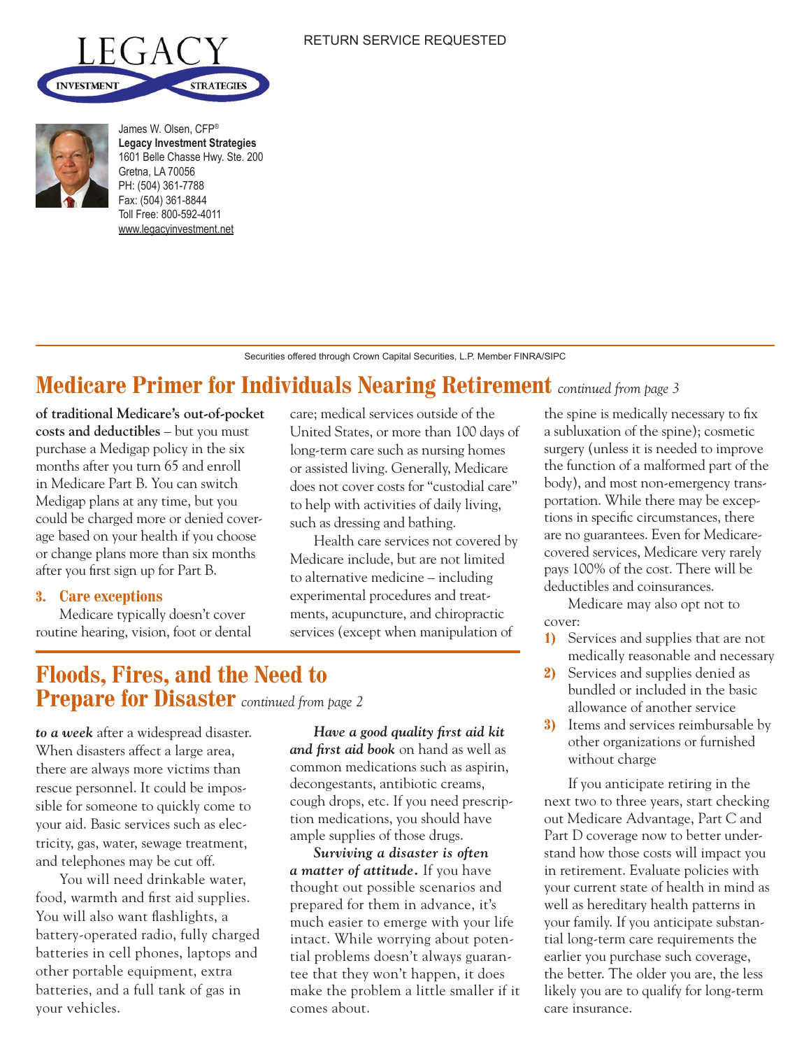LEGACY INVESTMENT STRATEGIES

RETURN SERVICE REQUESTED

James W. Olsen, CFP®
**Legacy Investment Strategies**
1601 Belle Chasse Hwy. Ste. 200
Gretna, LA 70056
PH: (504) 361-7788
Fax: (504) 361-8844
Toll Free: 800-592-4011
www.legacyinvestment.net

Securities offered through Crown Capital Securities, L.P. Member FINRA/SIPC

## Medicare Primer for Individuals Nearing Retirement *continued from page 3*

**of traditional Medicare's out-of-pocket costs and deductibles** – but you must purchase a Medigap policy in the six months after you turn 65 and enroll in Medicare Part B. You can switch Medigap plans at any time, but you could be charged more or denied coverage based on your health if you choose or change plans more than six months after you first sign up for Part B.

### 3. Care exceptions

Medicare typically doesn't cover routine hearing, vision, foot or dental care; medical services outside of the United States, or more than 100 days of long-term care such as nursing homes or assisted living. Generally, Medicare does not cover costs for "custodial care" to help with activities of daily living, such as dressing and bathing.

Health care services not covered by Medicare include, but are not limited to alternative medicine – including experimental procedures and treatments, acupuncture, and chiropractic services (except when manipulation of the spine is medically necessary to fix a subluxation of the spine); cosmetic surgery (unless it is needed to improve the function of a malformed part of the body), and most non-emergency transportation. While there may be exceptions in specific circumstances, there are no guarantees. Even for Medicare-covered services, Medicare very rarely pays 100% of the cost. There will be deductibles and coinsurances.

Medicare may also opt not to cover:

1) Services and supplies that are not medically reasonable and necessary
2) Services and supplies denied as bundled or included in the basic allowance of another service
3) Items and services reimbursable by other organizations or furnished without charge

If you anticipate retiring in the next two to three years, start checking out Medicare Advantage, Part C and Part D coverage now to better understand how those costs will impact you in retirement. Evaluate policies with your current state of health in mind as well as hereditary health patterns in your family. If you anticipate substantial long-term care requirements the earlier you purchase such coverage, the better. The older you are, the less likely you are to qualify for long-term care insurance.

## Floods, Fires, and the Need to Prepare for Disaster *continued from page 2*

***to a week*** after a widespread disaster. When disasters affect a large area, there are always more victims than rescue personnel. It could be impossible for someone to quickly come to your aid. Basic services such as electricity, gas, water, sewage treatment, and telephones may be cut off.

You will need drinkable water, food, warmth and first aid supplies. You will also want flashlights, a battery-operated radio, fully charged batteries in cell phones, laptops and other portable equipment, extra batteries, and a full tank of gas in your vehicles.

***Have a good quality first aid kit and first aid book*** on hand as well as common medications such as aspirin, decongestants, antibiotic creams, cough drops, etc. If you need prescription medications, you should have ample supplies of those drugs.

***Surviving a disaster is often a matter of attitude.*** If you have thought out possible scenarios and prepared for them in advance, it's much easier to emerge with your life intact. While worrying about potential problems doesn't always guarantee that they won't happen, it does make the problem a little smaller if it comes about.